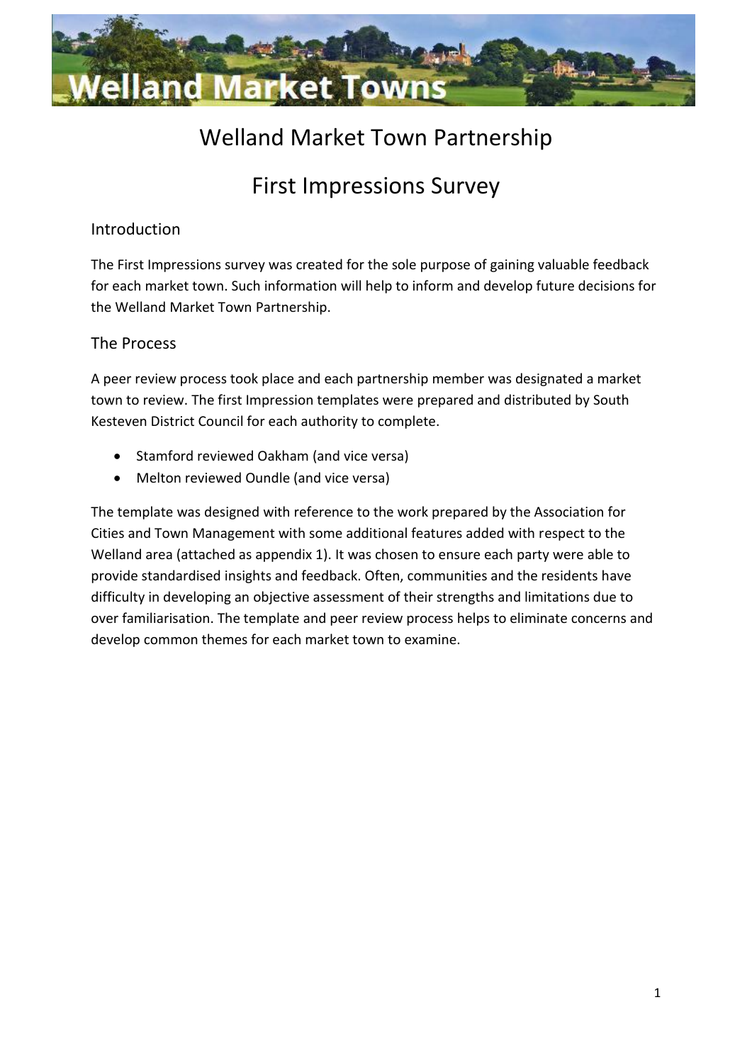# Welland Market Town Partnership

# First Impressions Survey

## Introduction

The First Impressions survey was created for the sole purpose of gaining valuable feedback for each market town. Such information will help to inform and develop future decisions for the Welland Market Town Partnership.

## The Process

A peer review process took place and each partnership member was designated a market town to review. The first Impression templates were prepared and distributed by South Kesteven District Council for each authority to complete.

- Stamford reviewed Oakham (and vice versa)
- Melton reviewed Oundle (and vice versa)

The template was designed with reference to the work prepared by the Association for Cities and Town Management with some additional features added with respect to the Welland area (attached as appendix 1). It was chosen to ensure each party were able to provide standardised insights and feedback. Often, communities and the residents have difficulty in developing an objective assessment of their strengths and limitations due to over familiarisation. The template and peer review process helps to eliminate concerns and develop common themes for each market town to examine.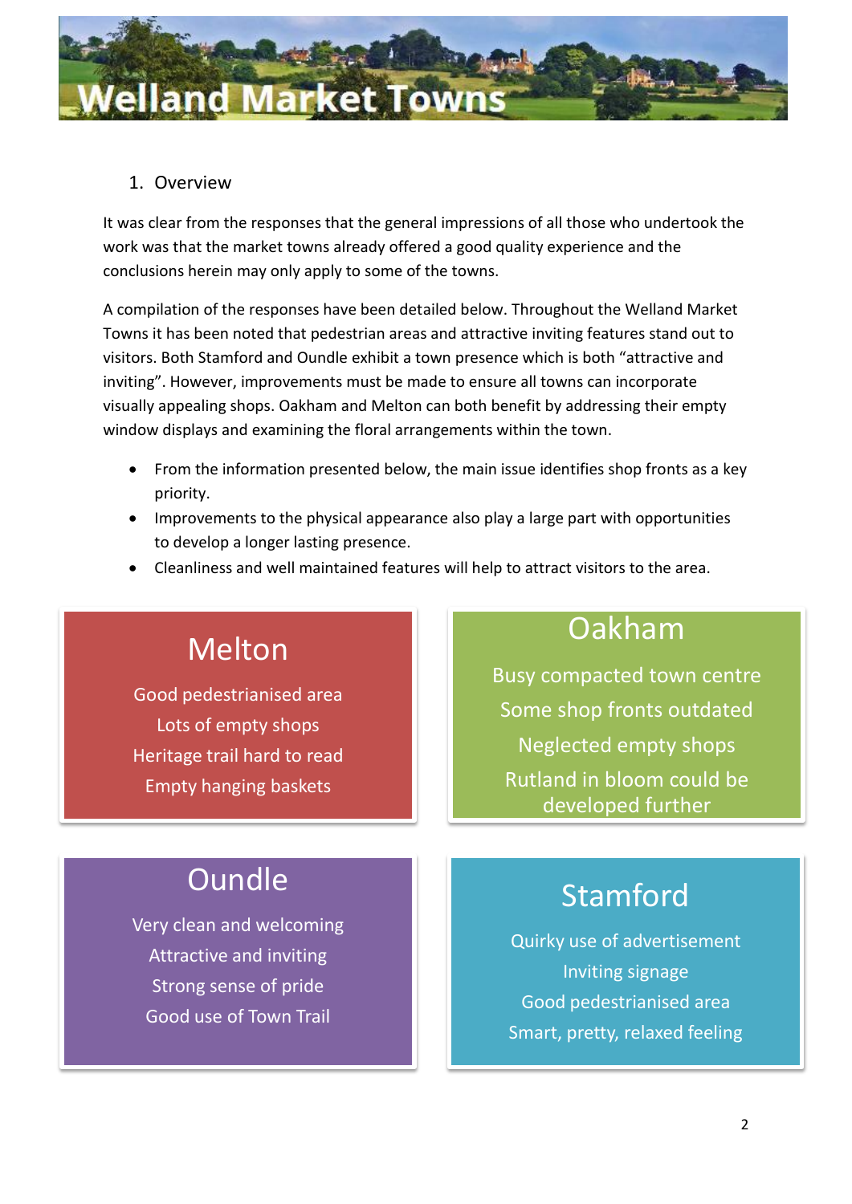# Welland Market Towns

1. Overview

It was clear from the responses that the general impressions of all those who undertook the work was that the market towns already offered a good quality experience and the conclusions herein may only apply to some of the towns.

A compilation of the responses have been detailed below. Throughout the Welland Market Towns it has been noted that pedestrian areas and attractive inviting features stand out to visitors. Both Stamford and Oundle exhibit a town presence which is both "attractive and inviting". However, improvements must be made to ensure all towns can incorporate visually appealing shops. Oakham and Melton can both benefit by addressing their empty window displays and examining the floral arrangements within the town.

- From the information presented below, the main issue identifies shop fronts as a key priority.
- Improvements to the physical appearance also play a large part with opportunities to develop a longer lasting presence.
- Cleanliness and well maintained features will help to attract visitors to the area.

## Melton

Good pedestrianised area
Lots of empty shops
Heritage trail hard to read
Empty hanging baskets

## Oakham

Busy compacted town centre
Some shop fronts outdated
Neglected empty shops
Rutland in bloom could be developed further

## Oundle

Very clean and welcoming
Attractive and inviting
Strong sense of pride
Good use of Town Trail

## Stamford

Quirky use of advertisement
Inviting signage
Good pedestrianised area
Smart, pretty, relaxed feeling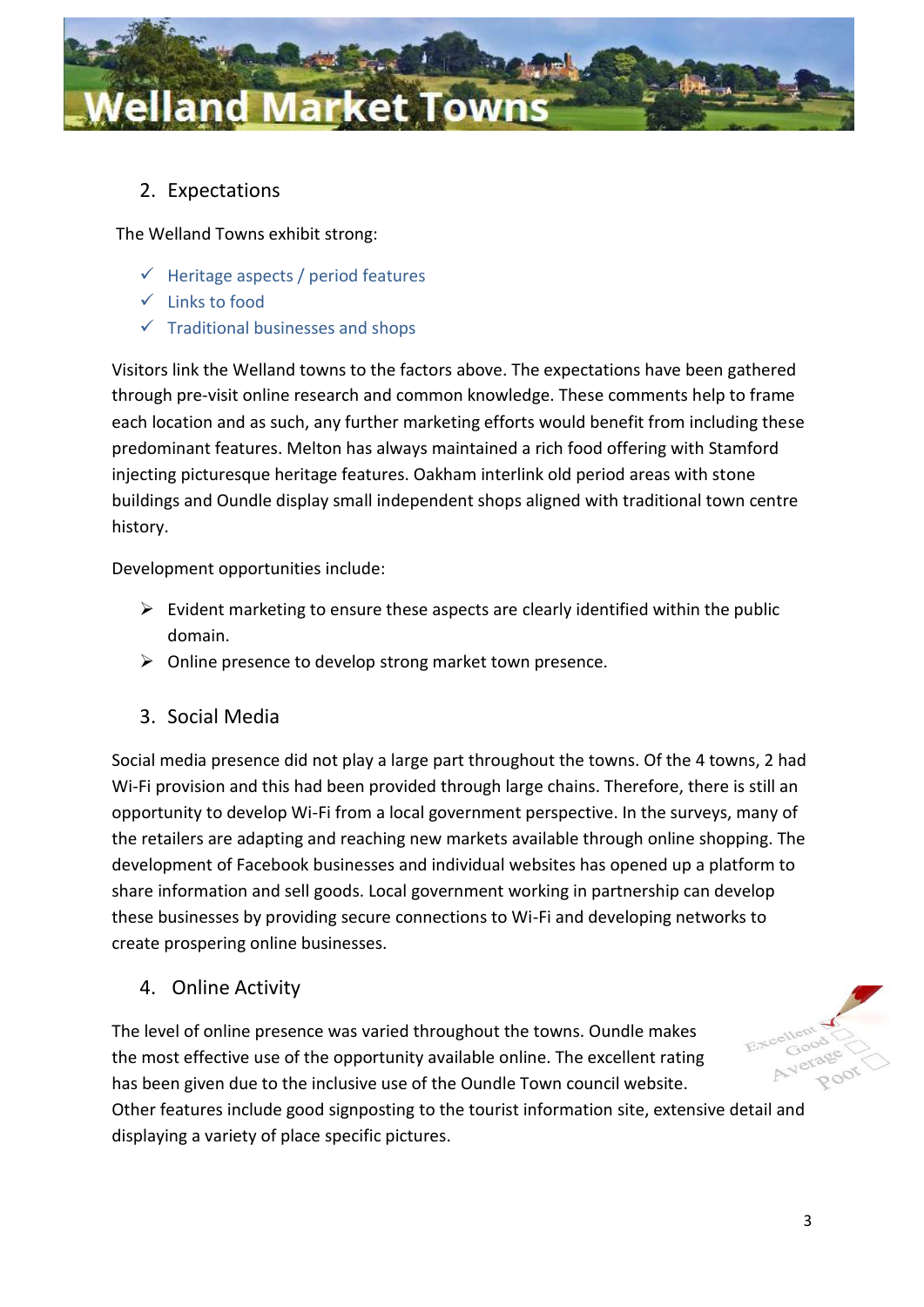## 2. Expectations

The Welland Towns exhibit strong:

- ✓ Heritage aspects / period features
- ✓ Links to food
- ✓ Traditional businesses and shops

Visitors link the Welland towns to the factors above. The expectations have been gathered through pre-visit online research and common knowledge. These comments help to frame each location and as such, any further marketing efforts would benefit from including these predominant features. Melton has always maintained a rich food offering with Stamford injecting picturesque heritage features. Oakham interlink old period areas with stone buildings and Oundle display small independent shops aligned with traditional town centre history.

Development opportunities include:

- ➢ Evident marketing to ensure these aspects are clearly identified within the public domain.
- ➢ Online presence to develop strong market town presence.

## 3. Social Media

Social media presence did not play a large part throughout the towns. Of the 4 towns, 2 had Wi-Fi provision and this had been provided through large chains. Therefore, there is still an opportunity to develop Wi-Fi from a local government perspective. In the surveys, many of the retailers are adapting and reaching new markets available through online shopping. The development of Facebook businesses and individual websites has opened up a platform to share information and sell goods. Local government working in partnership can develop these businesses by providing secure connections to Wi-Fi and developing networks to create prospering online businesses.

## 4. Online Activity

The level of online presence was varied throughout the towns. Oundle makes the most effective use of the opportunity available online. The excellent rating has been given due to the inclusive use of the Oundle Town council website. Other features include good signposting to the tourist information site, extensive detail and displaying a variety of place specific pictures.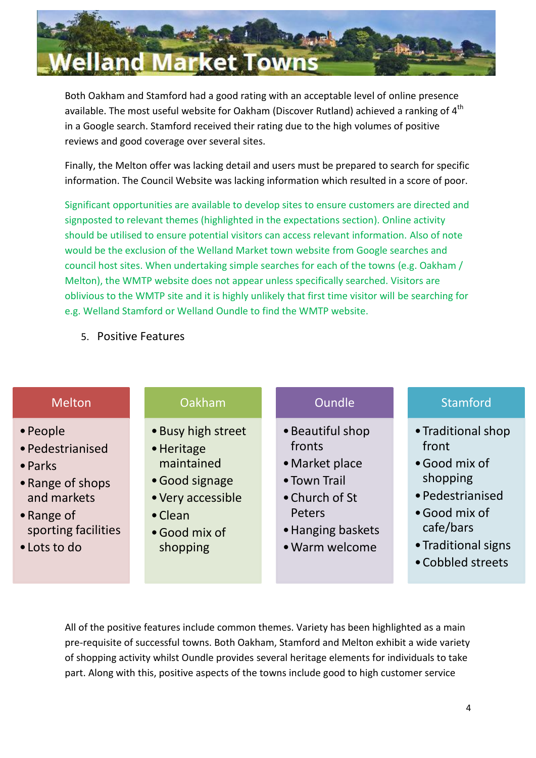Both Oakham and Stamford had a good rating with an acceptable level of online presence available. The most useful website for Oakham (Discover Rutland) achieved a ranking of 4th in a Google search. Stamford received their rating due to the high volumes of positive reviews and good coverage over several sites.

Finally, the Melton offer was lacking detail and users must be prepared to search for specific information. The Council Website was lacking information which resulted in a score of poor.

Significant opportunities are available to develop sites to ensure customers are directed and signposted to relevant themes (highlighted in the expectations section). Online activity should be utilised to ensure potential visitors can access relevant information. Also of note would be the exclusion of the Welland Market town website from Google searches and council host sites. When undertaking simple searches for each of the towns (e.g. Oakham / Melton), the WMTP website does not appear unless specifically searched. Visitors are oblivious to the WMTP site and it is highly unlikely that first time visitor will be searching for e.g. Welland Stamford or Welland Oundle to find the WMTP website.

5. Positive Features

| Melton | Oakham | Oundle | Stamford |
|---|---|---|---|
| • People<br>• Pedestrianised<br>• Parks<br>• Range of shops and markets<br>• Range of sporting facilities<br>• Lots to do | • Busy high street<br>• Heritage maintained<br>• Good signage<br>• Very accessible<br>• Clean<br>• Good mix of shopping | • Beautiful shop fronts<br>• Market place<br>• Town Trail<br>• Church of St Peters<br>• Hanging baskets<br>• Warm welcome | • Traditional shop front<br>• Good mix of shopping<br>• Pedestrianised<br>• Good mix of cafe/bars<br>• Traditional signs<br>• Cobbled streets |

All of the positive features include common themes. Variety has been highlighted as a main pre-requisite of successful towns. Both Oakham, Stamford and Melton exhibit a wide variety of shopping activity whilst Oundle provides several heritage elements for individuals to take part. Along with this, positive aspects of the towns include good to high customer service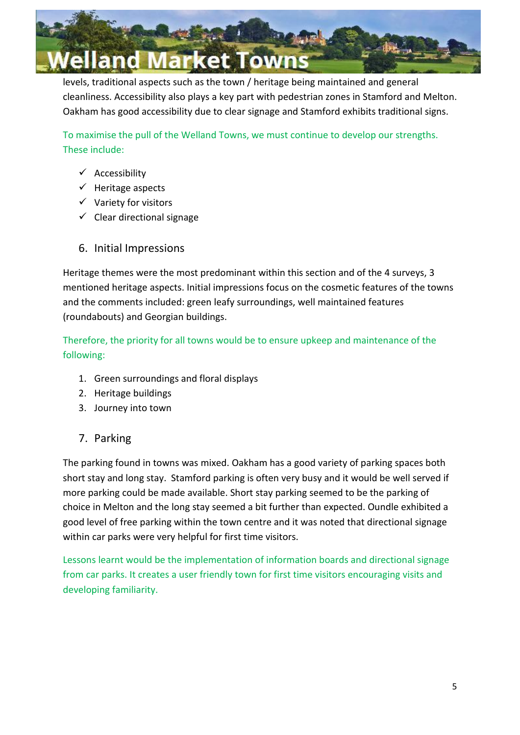levels, traditional aspects such as the town / heritage being maintained and general cleanliness. Accessibility also plays a key part with pedestrian zones in Stamford and Melton. Oakham has good accessibility due to clear signage and Stamford exhibits traditional signs.

To maximise the pull of the Welland Towns, we must continue to develop our strengths. These include:

- ✓ Accessibility
- ✓ Heritage aspects
- ✓ Variety for visitors
- ✓ Clear directional signage

## 6. Initial Impressions

Heritage themes were the most predominant within this section and of the 4 surveys, 3 mentioned heritage aspects. Initial impressions focus on the cosmetic features of the towns and the comments included: green leafy surroundings, well maintained features (roundabouts) and Georgian buildings.

Therefore, the priority for all towns would be to ensure upkeep and maintenance of the following:

1. Green surroundings and floral displays
2. Heritage buildings
3. Journey into town

## 7. Parking

The parking found in towns was mixed. Oakham has a good variety of parking spaces both short stay and long stay. Stamford parking is often very busy and it would be well served if more parking could be made available. Short stay parking seemed to be the parking of choice in Melton and the long stay seemed a bit further than expected. Oundle exhibited a good level of free parking within the town centre and it was noted that directional signage within car parks were very helpful for first time visitors.

Lessons learnt would be the implementation of information boards and directional signage from car parks. It creates a user friendly town for first time visitors encouraging visits and developing familiarity.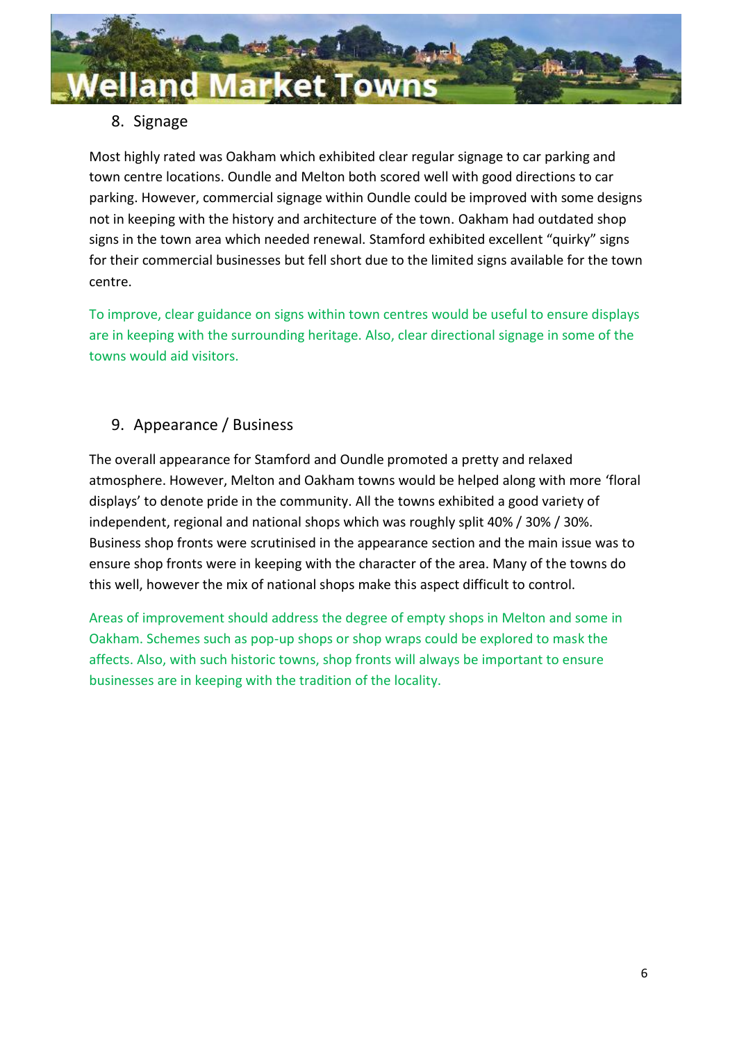## 8. Signage

Most highly rated was Oakham which exhibited clear regular signage to car parking and town centre locations. Oundle and Melton both scored well with good directions to car parking. However, commercial signage within Oundle could be improved with some designs not in keeping with the history and architecture of the town. Oakham had outdated shop signs in the town area which needed renewal. Stamford exhibited excellent "quirky" signs for their commercial businesses but fell short due to the limited signs available for the town centre.

To improve, clear guidance on signs within town centres would be useful to ensure displays are in keeping with the surrounding heritage. Also, clear directional signage in some of the towns would aid visitors.

## 9. Appearance / Business

The overall appearance for Stamford and Oundle promoted a pretty and relaxed atmosphere. However, Melton and Oakham towns would be helped along with more 'floral displays' to denote pride in the community. All the towns exhibited a good variety of independent, regional and national shops which was roughly split 40% / 30% / 30%. Business shop fronts were scrutinised in the appearance section and the main issue was to ensure shop fronts were in keeping with the character of the area. Many of the towns do this well, however the mix of national shops make this aspect difficult to control.

Areas of improvement should address the degree of empty shops in Melton and some in Oakham. Schemes such as pop-up shops or shop wraps could be explored to mask the affects. Also, with such historic towns, shop fronts will always be important to ensure businesses are in keeping with the tradition of the locality.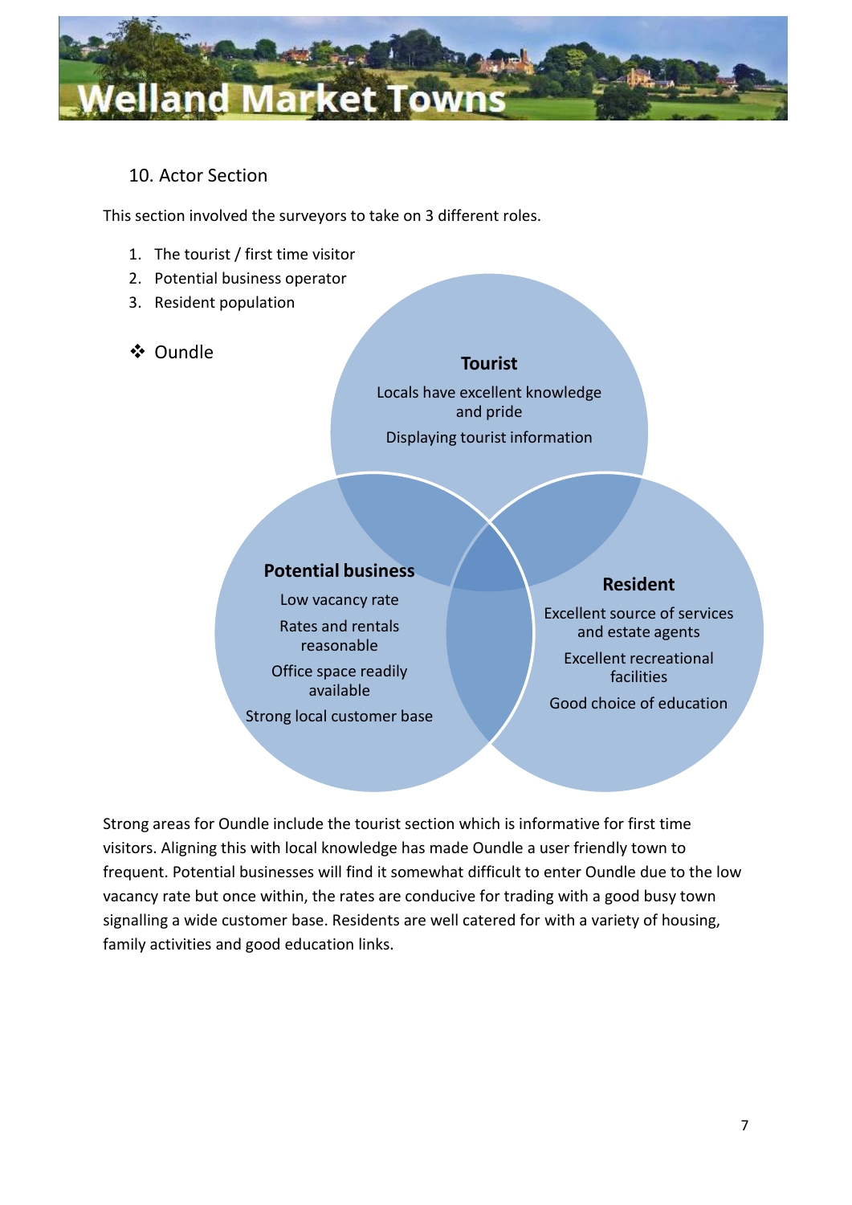## 10. Actor Section

This section involved the surveyors to take on 3 different roles.

1. The tourist / first time visitor
2. Potential business operator
3. Resident population

- Oundle

**Tourist**

Locals have excellent knowledge and pride

Displaying tourist information

**Potential business**

Low vacancy rate

Rates and rentals reasonable

Office space readily available

Strong local customer base

**Resident**

Excellent source of services and estate agents

Excellent recreational facilities

Good choice of education

Strong areas for Oundle include the tourist section which is informative for first time visitors. Aligning this with local knowledge has made Oundle a user friendly town to frequent. Potential businesses will find it somewhat difficult to enter Oundle due to the low vacancy rate but once within, the rates are conducive for trading with a good busy town signalling a wide customer base. Residents are well catered for with a variety of housing, family activities and good education links.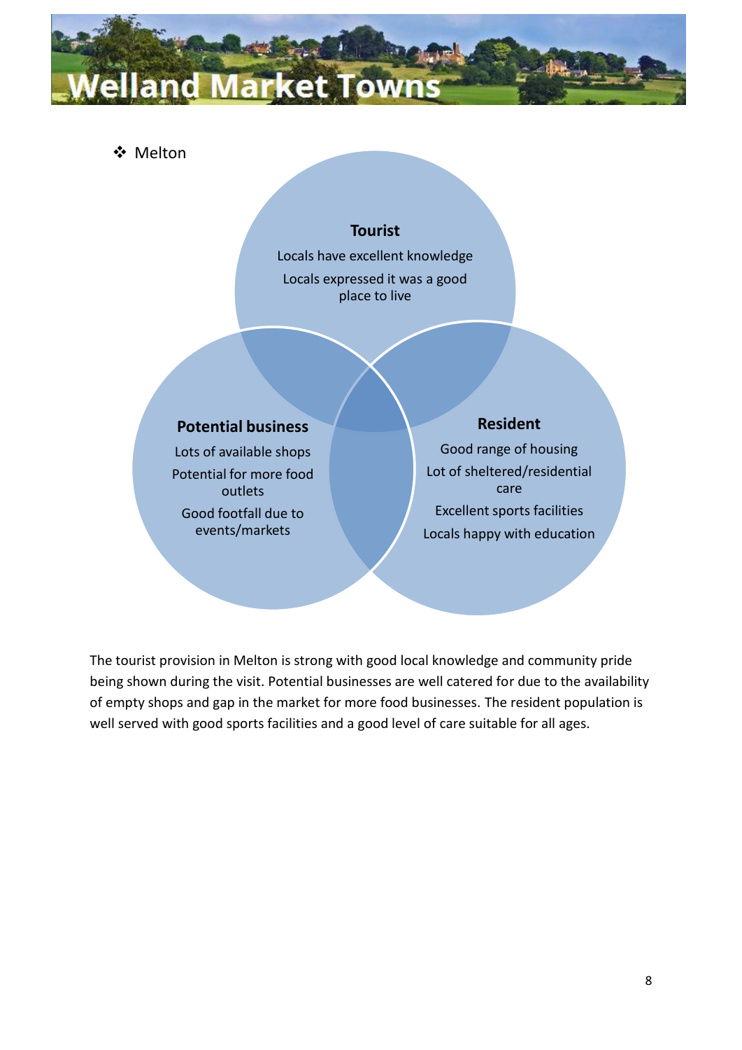- Melton

**Tourist**

Locals have excellent knowledge

Locals expressed it was a good place to live

**Potential business**

Lots of available shops

Potential for more food outlets

Good footfall due to events/markets

**Resident**

Good range of housing

Lot of sheltered/residential care

Excellent sports facilities

Locals happy with education

The tourist provision in Melton is strong with good local knowledge and community pride being shown during the visit. Potential businesses are well catered for due to the availability of empty shops and gap in the market for more food businesses. The resident population is well served with good sports facilities and a good level of care suitable for all ages.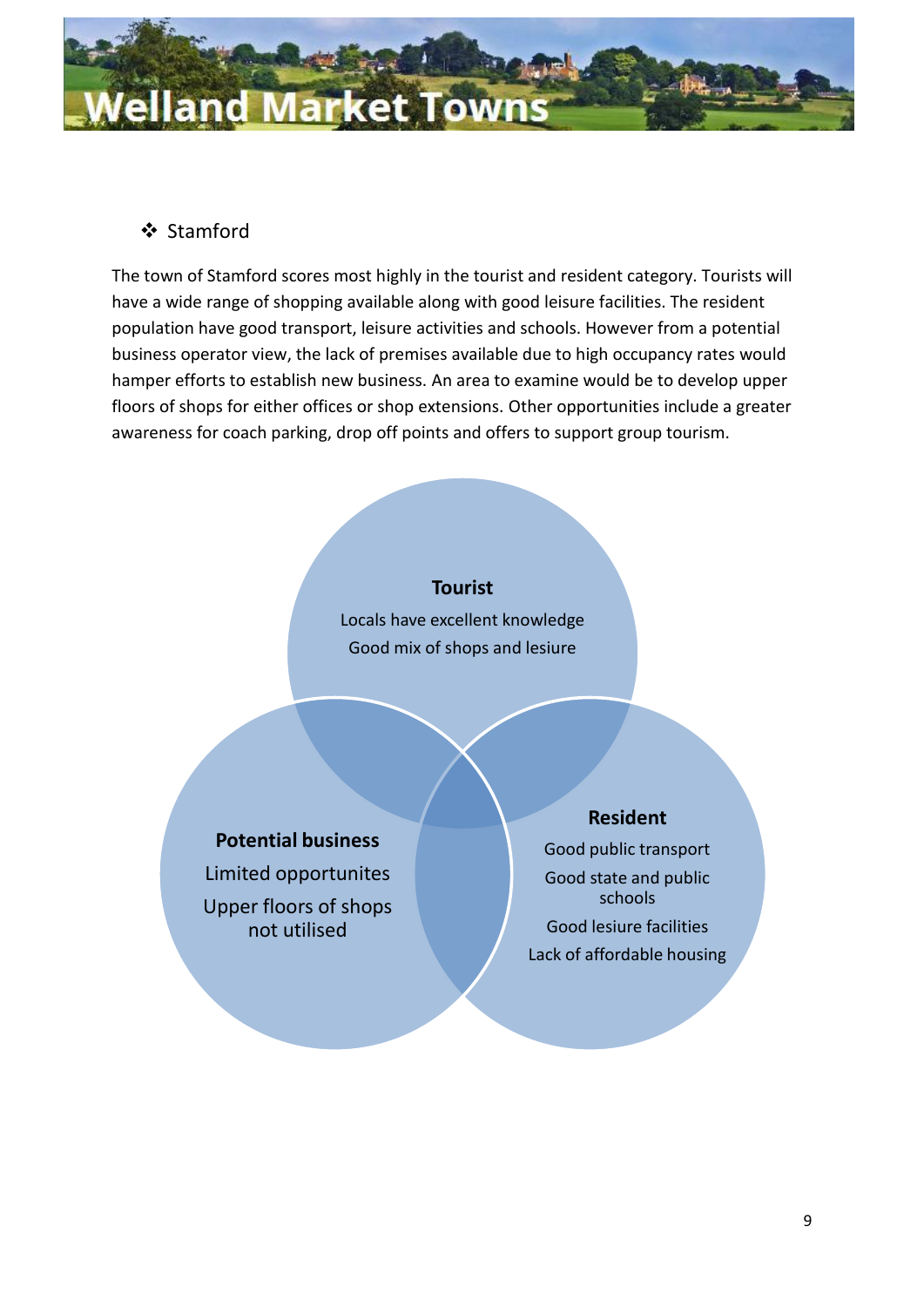- Stamford

The town of Stamford scores most highly in the tourist and resident category. Tourists will have a wide range of shopping available along with good leisure facilities. The resident population have good transport, leisure activities and schools. However from a potential business operator view, the lack of premises available due to high occupancy rates would hamper efforts to establish new business. An area to examine would be to develop upper floors of shops for either offices or shop extensions. Other opportunities include a greater awareness for coach parking, drop off points and offers to support group tourism.

**Tourist**

Locals have excellent knowledge

Good mix of shops and lesiure

**Potential business**

Limited opportunites

Upper floors of shops not utilised

**Resident**

Good public transport

Good state and public schools

Good lesiure facilities

Lack of affordable housing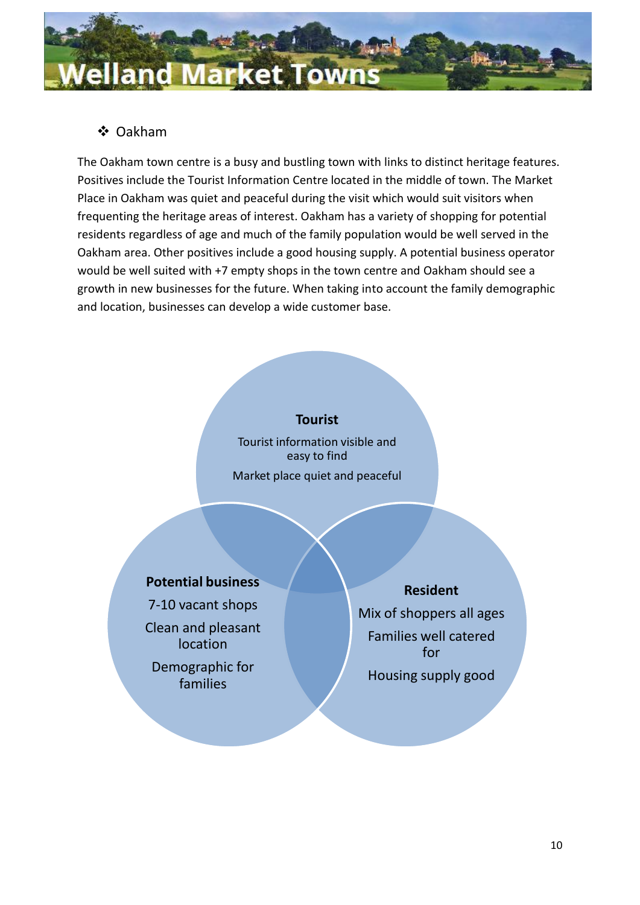- Oakham

The Oakham town centre is a busy and bustling town with links to distinct heritage features. Positives include the Tourist Information Centre located in the middle of town. The Market Place in Oakham was quiet and peaceful during the visit which would suit visitors when frequenting the heritage areas of interest. Oakham has a variety of shopping for potential residents regardless of age and much of the family population would be well served in the Oakham area. Other positives include a good housing supply. A potential business operator would be well suited with +7 empty shops in the town centre and Oakham should see a growth in new businesses for the future. When taking into account the family demographic and location, businesses can develop a wide customer base.

**Tourist**

Tourist information visible and easy to find

Market place quiet and peaceful

**Potential business**

7-10 vacant shops

Clean and pleasant location

Demographic for families

**Resident**

Mix of shoppers all ages

Families well catered for

Housing supply good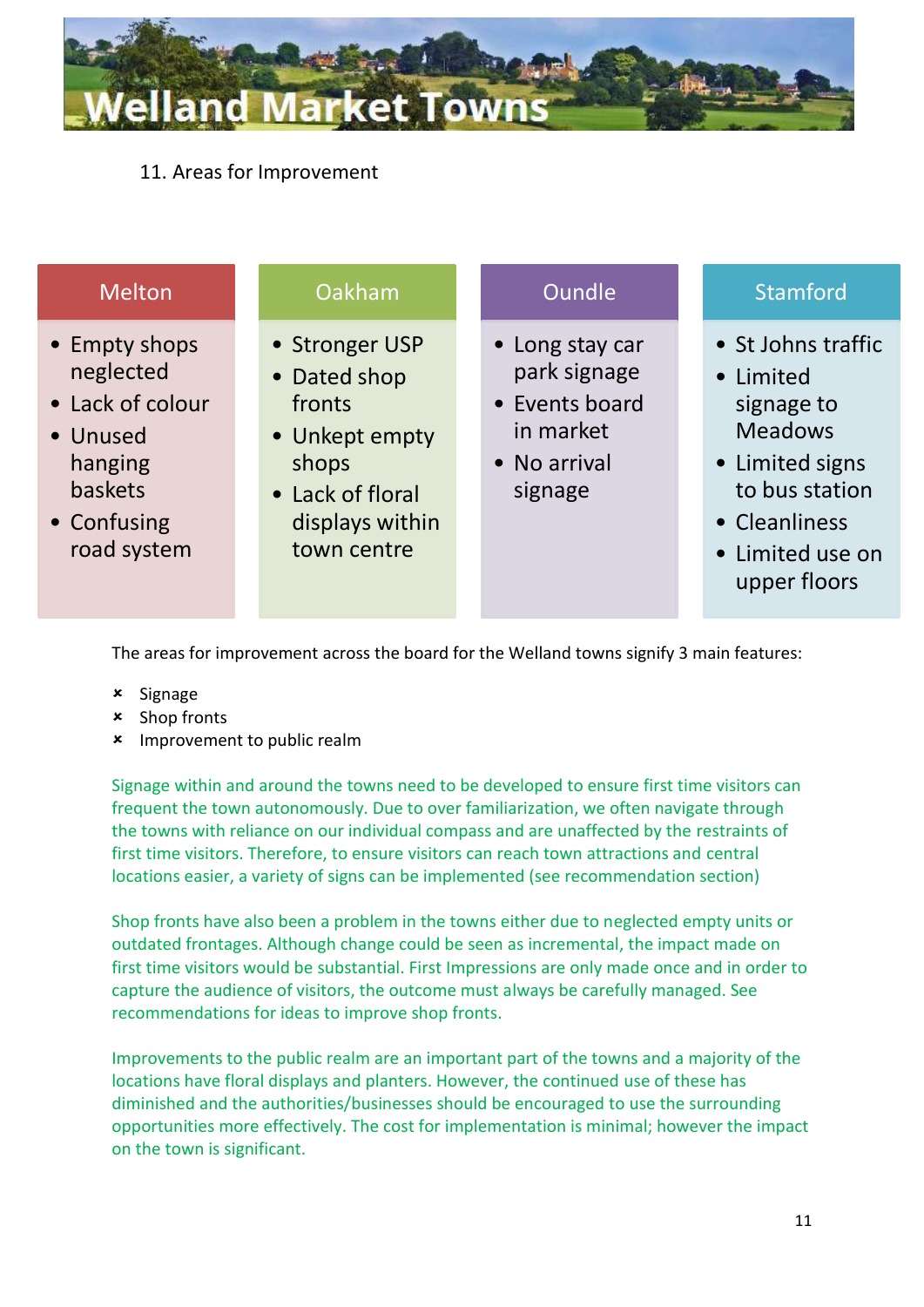# Welland Market Towns

## 11. Areas for Improvement

| Melton | Oakham | Oundle | Stamford |
|---|---|---|---|
| • Empty shops neglected<br>• Lack of colour<br>• Unused hanging baskets<br>• Confusing road system | • Stronger USP<br>• Dated shop fronts<br>• Unkept empty shops<br>• Lack of floral displays within town centre | • Long stay car park signage<br>• Events board in market<br>• No arrival signage | • St Johns traffic<br>• Limited signage to Meadows<br>• Limited signs to bus station<br>• Cleanliness<br>• Limited use on upper floors |

The areas for improvement across the board for the Welland towns signify 3 main features:

- Signage
- Shop fronts
- Improvement to public realm

Signage within and around the towns need to be developed to ensure first time visitors can frequent the town autonomously. Due to over familiarization, we often navigate through the towns with reliance on our individual compass and are unaffected by the restraints of first time visitors. Therefore, to ensure visitors can reach town attractions and central locations easier, a variety of signs can be implemented (see recommendation section)

Shop fronts have also been a problem in the towns either due to neglected empty units or outdated frontages. Although change could be seen as incremental, the impact made on first time visitors would be substantial. First Impressions are only made once and in order to capture the audience of visitors, the outcome must always be carefully managed. See recommendations for ideas to improve shop fronts.

Improvements to the public realm are an important part of the towns and a majority of the locations have floral displays and planters. However, the continued use of these has diminished and the authorities/businesses should be encouraged to use the surrounding opportunities more effectively. The cost for implementation is minimal; however the impact on the town is significant.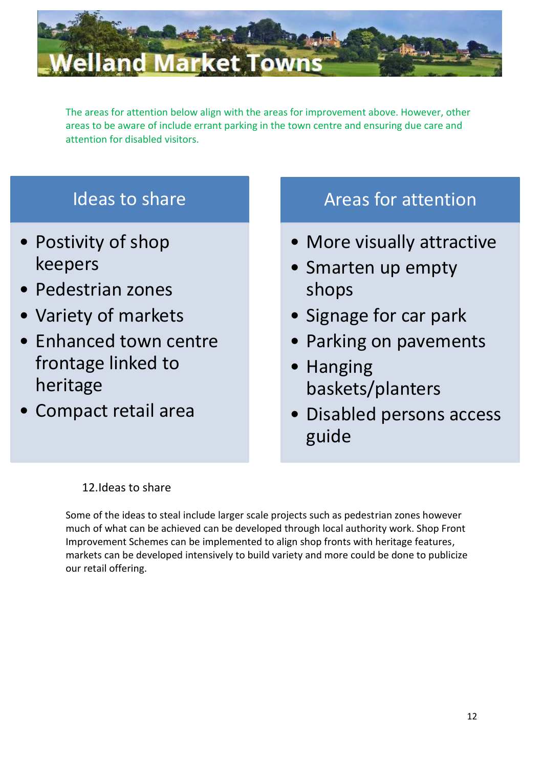# Welland Market Towns

The areas for attention below align with the areas for improvement above. However, other areas to be aware of include errant parking in the town centre and ensuring due care and attention for disabled visitors.

## Ideas to share

- Postivity of shop keepers
- Pedestrian zones
- Variety of markets
- Enhanced town centre frontage linked to heritage
- Compact retail area

## Areas for attention

- More visually attractive
- Smarten up empty shops
- Signage for car park
- Parking on pavements
- Hanging baskets/planters
- Disabled persons access guide

12.Ideas to share

Some of the ideas to steal include larger scale projects such as pedestrian zones however much of what can be achieved can be developed through local authority work. Shop Front Improvement Schemes can be implemented to align shop fronts with heritage features, markets can be developed intensively to build variety and more could be done to publicize our retail offering.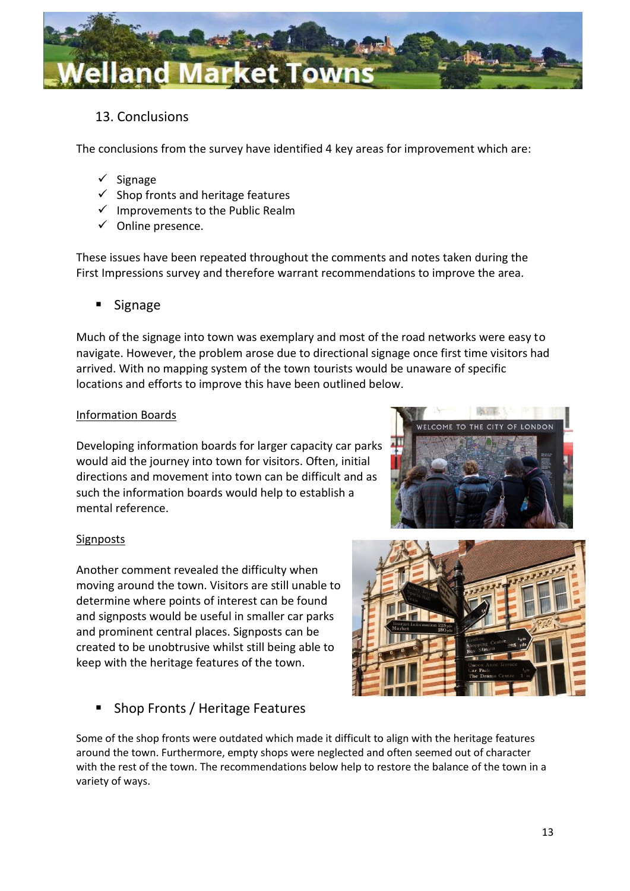## 13. Conclusions

The conclusions from the survey have identified 4 key areas for improvement which are:

- ✓ Signage
- ✓ Shop fronts and heritage features
- ✓ Improvements to the Public Realm
- ✓ Online presence.

These issues have been repeated throughout the comments and notes taken during the First Impressions survey and therefore warrant recommendations to improve the area.

### ▪ Signage

Much of the signage into town was exemplary and most of the road networks were easy to navigate. However, the problem arose due to directional signage once first time visitors had arrived. With no mapping system of the town tourists would be unaware of specific locations and efforts to improve this have been outlined below.

<u>Information Boards</u>

Developing information boards for larger capacity car parks would aid the journey into town for visitors. Often, initial directions and movement into town can be difficult and as such the information boards would help to establish a mental reference.

<u>Signposts</u>

Another comment revealed the difficulty when moving around the town. Visitors are still unable to determine where points of interest can be found and signposts would be useful in smaller car parks and prominent central places. Signposts can be created to be unobtrusive whilst still being able to keep with the heritage features of the town.

### ▪ Shop Fronts / Heritage Features

Some of the shop fronts were outdated which made it difficult to align with the heritage features around the town. Furthermore, empty shops were neglected and often seemed out of character with the rest of the town. The recommendations below help to restore the balance of the town in a variety of ways.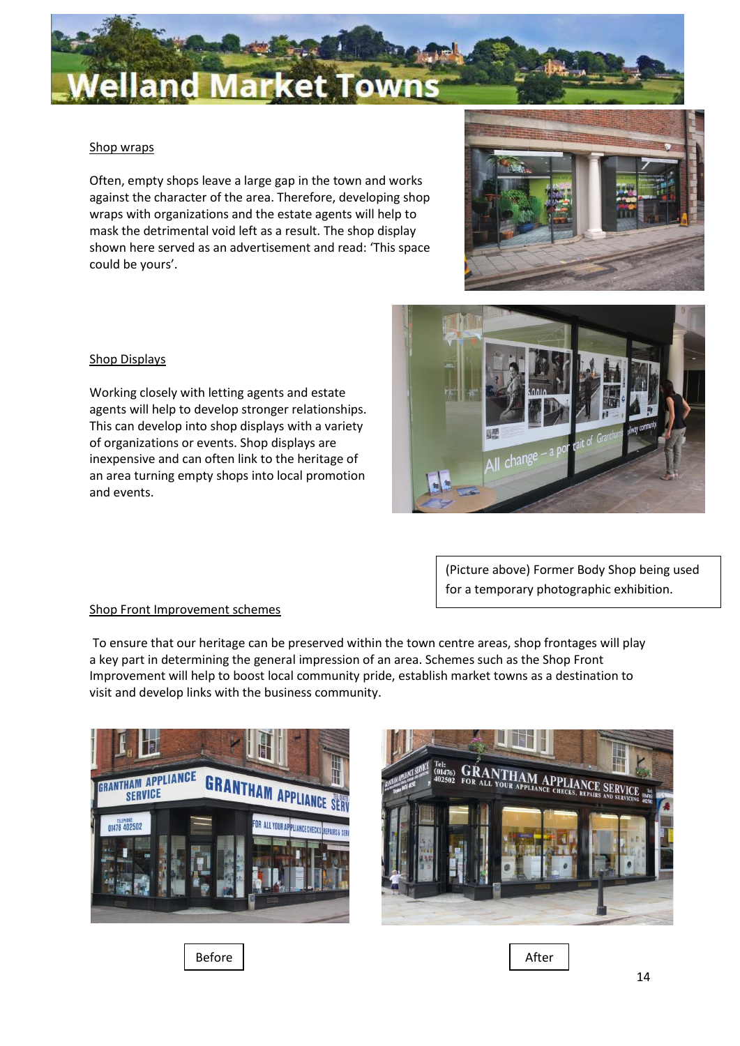## Shop wraps

Often, empty shops leave a large gap in the town and works against the character of the area. Therefore, developing shop wraps with organizations and the estate agents will help to mask the detrimental void left as a result. The shop display shown here served as an advertisement and read: 'This space could be yours'.

## Shop Displays

Working closely with letting agents and estate agents will help to develop stronger relationships. This can develop into shop displays with a variety of organizations or events. Shop displays are inexpensive and can often link to the heritage of an area turning empty shops into local promotion and events.

(Picture above) Former Body Shop being used for a temporary photographic exhibition.

## Shop Front Improvement schemes

To ensure that our heritage can be preserved within the town centre areas, shop frontages will play a key part in determining the general impression of an area. Schemes such as the Shop Front Improvement will help to boost local community pride, establish market towns as a destination to visit and develop links with the business community.

Before

After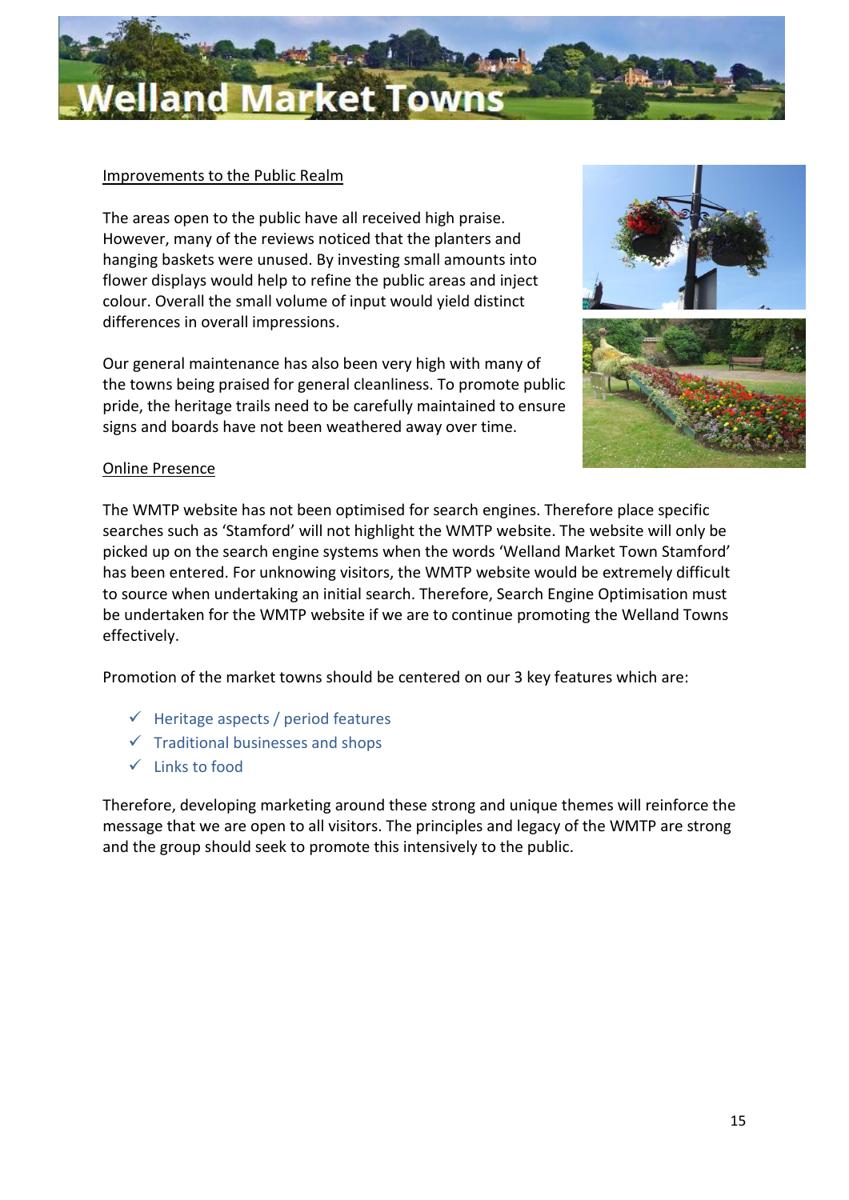## Improvements to the Public Realm

The areas open to the public have all received high praise. However, many of the reviews noticed that the planters and hanging baskets were unused. By investing small amounts into flower displays would help to refine the public areas and inject colour. Overall the small volume of input would yield distinct differences in overall impressions.

Our general maintenance has also been very high with many of the towns being praised for general cleanliness. To promote public pride, the heritage trails need to be carefully maintained to ensure signs and boards have not been weathered away over time.

## Online Presence

The WMTP website has not been optimised for search engines. Therefore place specific searches such as 'Stamford' will not highlight the WMTP website. The website will only be picked up on the search engine systems when the words 'Welland Market Town Stamford' has been entered. For unknowing visitors, the WMTP website would be extremely difficult to source when undertaking an initial search. Therefore, Search Engine Optimisation must be undertaken for the WMTP website if we are to continue promoting the Welland Towns effectively.

Promotion of the market towns should be centered on our 3 key features which are:

- ✓ Heritage aspects / period features
- ✓ Traditional businesses and shops
- ✓ Links to food

Therefore, developing marketing around these strong and unique themes will reinforce the message that we are open to all visitors. The principles and legacy of the WMTP are strong and the group should seek to promote this intensively to the public.